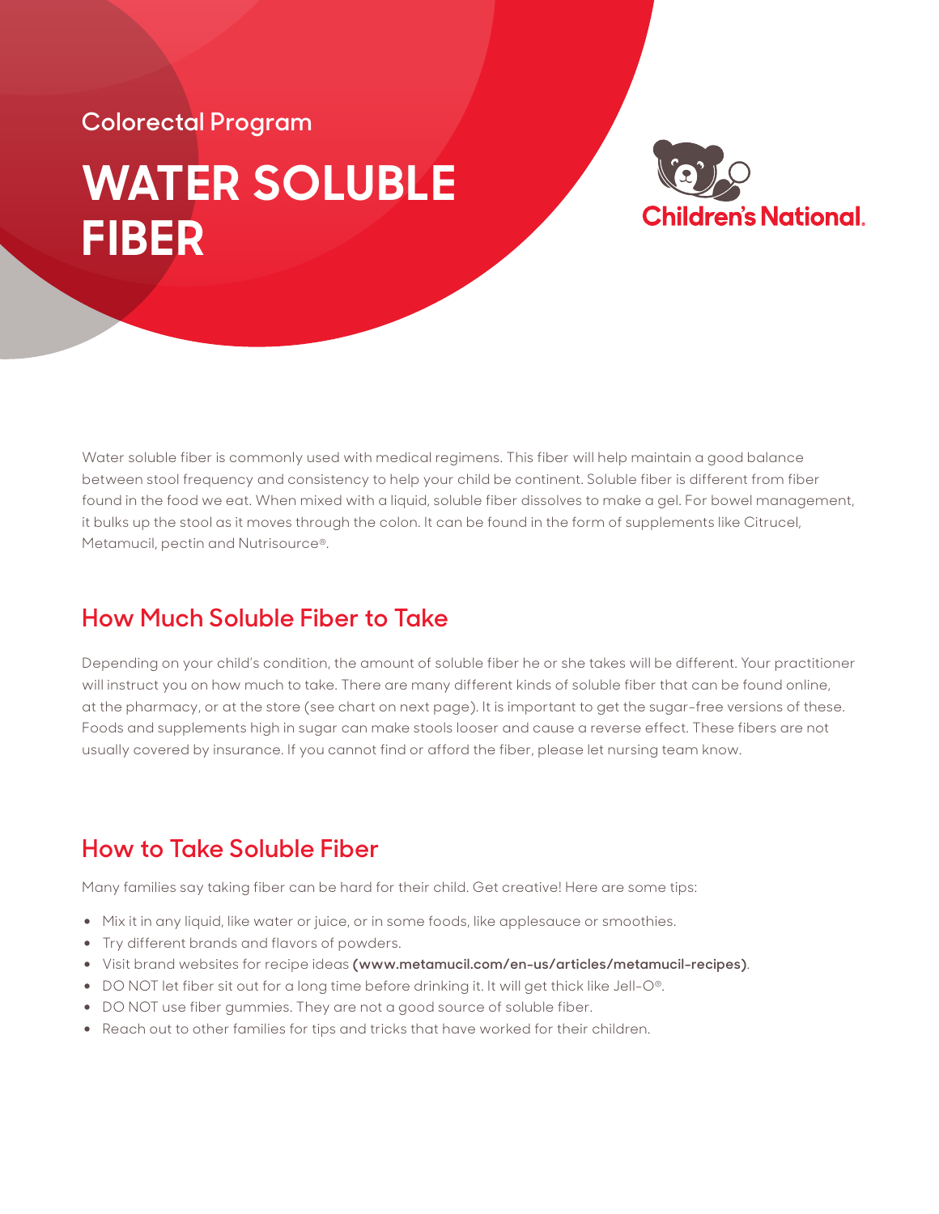Colorectal Program

# WATER SOLUBLE FIBER

Children's National.

Water soluble fiber is commonly used with medical regimens. This fiber will help maintain a good balance between stool frequency and consistency to help your child be continent. Soluble fiber is different from fiber found in the food we eat. When mixed with a liquid, soluble fiber dissolves to make a gel. For bowel management, it bulks up the stool as it moves through the colon. It can be found in the form of supplements like Citrucel, Metamucil, pectin and Nutrisource®.

## How Much Soluble Fiber to Take

Depending on your child's condition, the amount of soluble fiber he or she takes will be different. Your practitioner will instruct you on how much to take. There are many different kinds of soluble fiber that can be found online, at the pharmacy, or at the store (see chart on next page). It is important to get the sugar-free versions of these. Foods and supplements high in sugar can make stools looser and cause a reverse effect. These fibers are not usually covered by insurance. If you cannot find or afford the fiber, please let nursing team know.

## How to Take Soluble Fiber

Many families say taking fiber can be hard for their child. Get creative! Here are some tips:

- Mix it in any liquid, like water or juice, or in some foods, like applesauce or smoothies.
- Try different brands and flavors of powders.
- Visit brand websites for recipe ideas **(www.metamucil.com/en-us/articles/metamucil-recipes)**.
- DO NOT let fiber sit out for a long time before drinking it. It will get thick like Jell-O®.
- DO NOT use fiber gummies. They are not a good source of soluble fiber.
- Reach out to other families for tips and tricks that have worked for their children.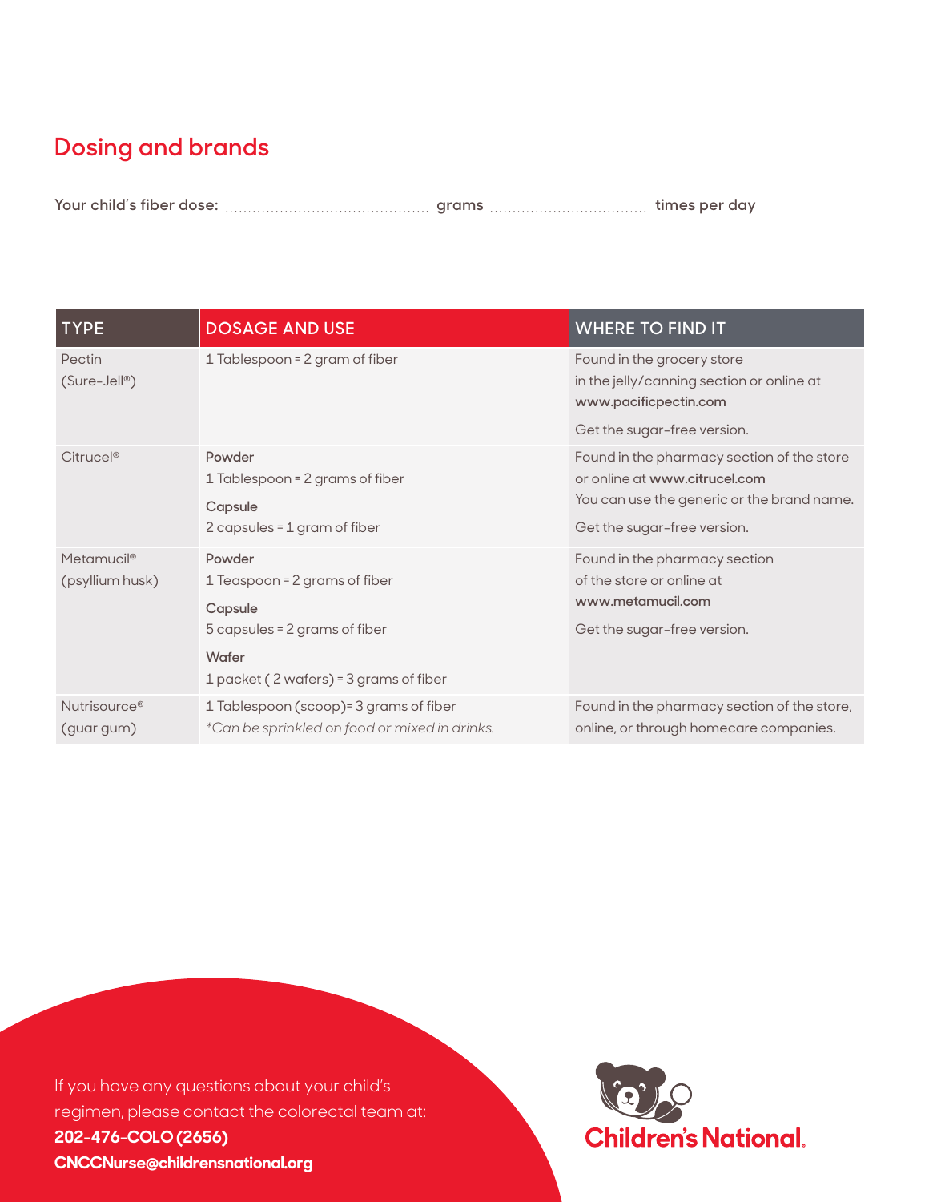## Dosing and brands

**Your child's fiber dose:** ............................................. **grams** .................................. **times per day**

| TYPE | DOSAGE AND USE | WHERE TO FIND IT |
|---|---|---|
| Pectin<br>(Sure-Jell®) | 1 Tablespoon = 2 gram of fiber | Found in the grocery store in the jelly/canning section or online at **www.pacificpectin.com**<br>Get the sugar-free version. |
| Citrucel® | **Powder**<br>1 Tablespoon = 2 grams of fiber<br>**Capsule**<br>2 capsules = 1 gram of fiber | Found in the pharmacy section of the store or online at **www.citrucel.com**<br>You can use the generic or the brand name.<br>Get the sugar-free version. |
| Metamucil®<br>(psyllium husk) | **Powder**<br>1 Teaspoon = 2 grams of fiber<br>**Capsule**<br>5 capsules = 2 grams of fiber<br>**Wafer**<br>1 packet ( 2 wafers) = 3 grams of fiber | Found in the pharmacy section of the store or online at **www.metamucil.com**<br>Get the sugar-free version. |
| Nutrisource®<br>(guar gum) | 1 Tablespoon (scoop)= 3 grams of fiber<br>*\*Can be sprinkled on food or mixed in drinks.* | Found in the pharmacy section of the store, online, or through homecare companies. |

If you have any questions about your child's regimen, please contact the colorectal team at:
**202-476-COLO (2656)**
**CNCCNurse@childrensnational.org**

Children's National.